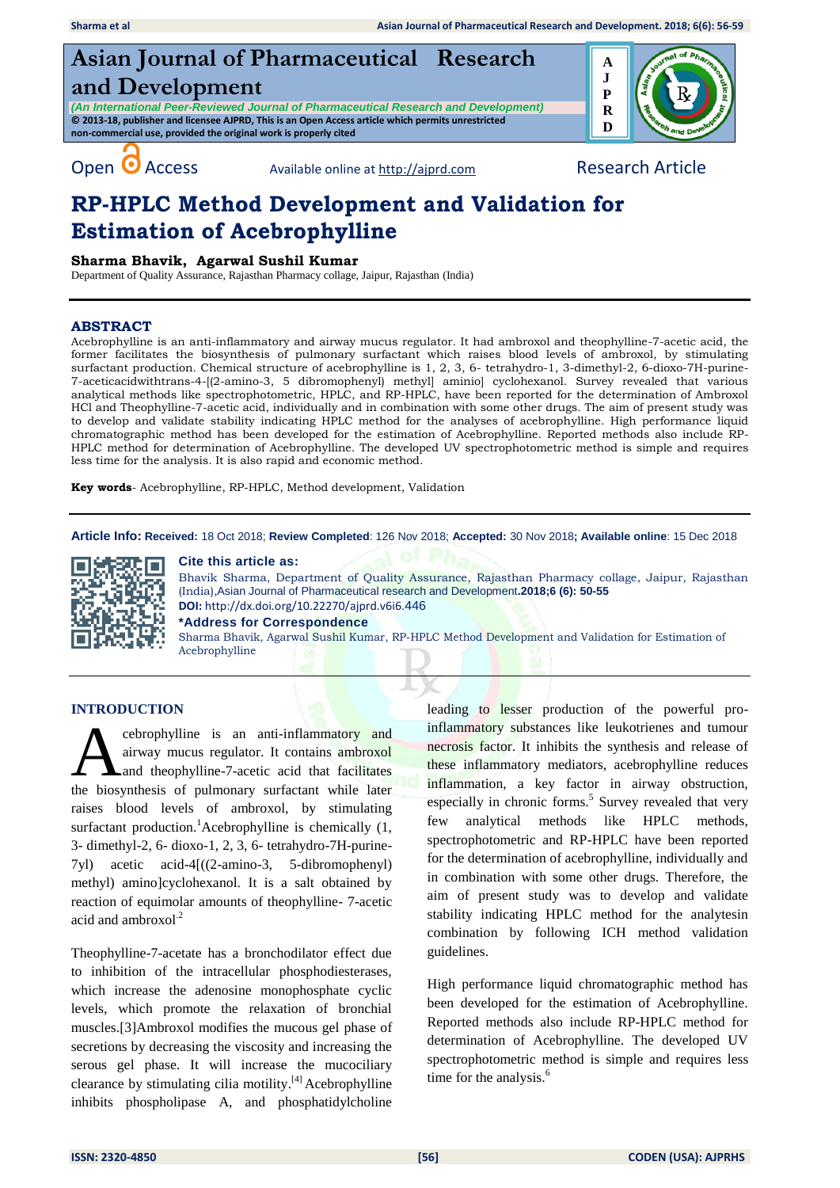# Asian Journal of Pharmaceutical Research and Development

*(An International Peer-Reviewed Journal of Pharmaceutical Research and Development)*

**© 2013-18, publisher and licensee AJPRD, This is an Open Access article which permits unrestricted non-commercial use, provided the original work is properly cited**

Open Access     Available online at http://ajprd.com     Research Article

# RP-HPLC Method Development and Validation for Estimation of Acebrophylline

**Sharma Bhavik, Agarwal Sushil Kumar**

Department of Quality Assurance, Rajasthan Pharmacy collage, Jaipur, Rajasthan (India)

## ABSTRACT

Acebrophylline is an anti-inflammatory and airway mucus regulator. It had ambroxol and theophylline-7-acetic acid, the former facilitates the biosynthesis of pulmonary surfactant which raises blood levels of ambroxol, by stimulating surfactant production. Chemical structure of acebrophylline is 1, 2, 3, 6- tetrahydro-1, 3-dimethyl-2, 6-dioxo-7H-purine-7-aceticacidwithtrans-4-[(2-amino-3, 5 dibromophenyl) methyl] aminio] cyclohexanol. Survey revealed that various analytical methods like spectrophotometric, HPLC, and RP-HPLC, have been reported for the determination of Ambroxol HCl and Theophylline-7-acetic acid, individually and in combination with some other drugs. The aim of present study was to develop and validate stability indicating HPLC method for the analyses of acebrophylline. High performance liquid chromatographic method has been developed for the estimation of Acebrophylline. Reported methods also include RP-HPLC method for determination of Acebrophylline. The developed UV spectrophotometric method is simple and requires less time for the analysis. It is also rapid and economic method.

**Key words**- Acebrophylline, RP-HPLC, Method development, Validation

**Article Info: Received:** 18 Oct 2018; **Review Completed**: 126 Nov 2018; **Accepted:** 30 Nov 2018**; Available online**: 15 Dec 2018

**Cite this article as:**

Bhavik Sharma, Department of Quality Assurance, Rajasthan Pharmacy collage, Jaipur, Rajasthan (India),Asian Journal of Pharmaceutical research and Development.**2018;6 (6): 50-55**

**DOI:** http://dx.doi.org/10.22270/ajprd.v6i6.446

**\*Address for Correspondence**

Sharma Bhavik, Agarwal Sushil Kumar, RP-HPLC Method Development and Validation for Estimation of Acebrophylline

## INTRODUCTION

Acebrophylline is an anti-inflammatory and airway mucus regulator. It contains ambroxol and theophylline-7-acetic acid that facilitates the biosynthesis of pulmonary surfactant while later raises blood levels of ambroxol, by stimulating surfactant production.[1] Acebrophylline is chemically (1, 3- dimethyl-2, 6- dioxo-1, 2, 3, 6- tetrahydro-7H-purine-7yl) acetic acid-4[((2-amino-3, 5-dibromophenyl) methyl) amino]cyclohexanol. It is a salt obtained by reaction of equimolar amounts of theophylline- 7-acetic acid and ambroxol.[2]

Theophylline-7-acetate has a bronchodilator effect due to inhibition of the intracellular phosphodiesterases, which increase the adenosine monophosphate cyclic levels, which promote the relaxation of bronchial muscles.[3]Ambroxol modifies the mucous gel phase of secretions by decreasing the viscosity and increasing the serous gel phase. It will increase the mucociliary clearance by stimulating cilia motility.[4] Acebrophylline inhibits phospholipase A, and phosphatidylcholine leading to lesser production of the powerful pro-inflammatory substances like leukotrienes and tumour necrosis factor. It inhibits the synthesis and release of these inflammatory mediators, acebrophylline reduces inflammation, a key factor in airway obstruction, especially in chronic forms.[5] Survey revealed that very few analytical methods like HPLC methods, spectrophotometric and RP-HPLC have been reported for the determination of acebrophylline, individually and in combination with some other drugs. Therefore, the aim of present study was to develop and validate stability indicating HPLC method for the analytesin combination by following ICH method validation guidelines.

High performance liquid chromatographic method has been developed for the estimation of Acebrophylline. Reported methods also include RP-HPLC method for determination of Acebrophylline. The developed UV spectrophotometric method is simple and requires less time for the analysis.[6]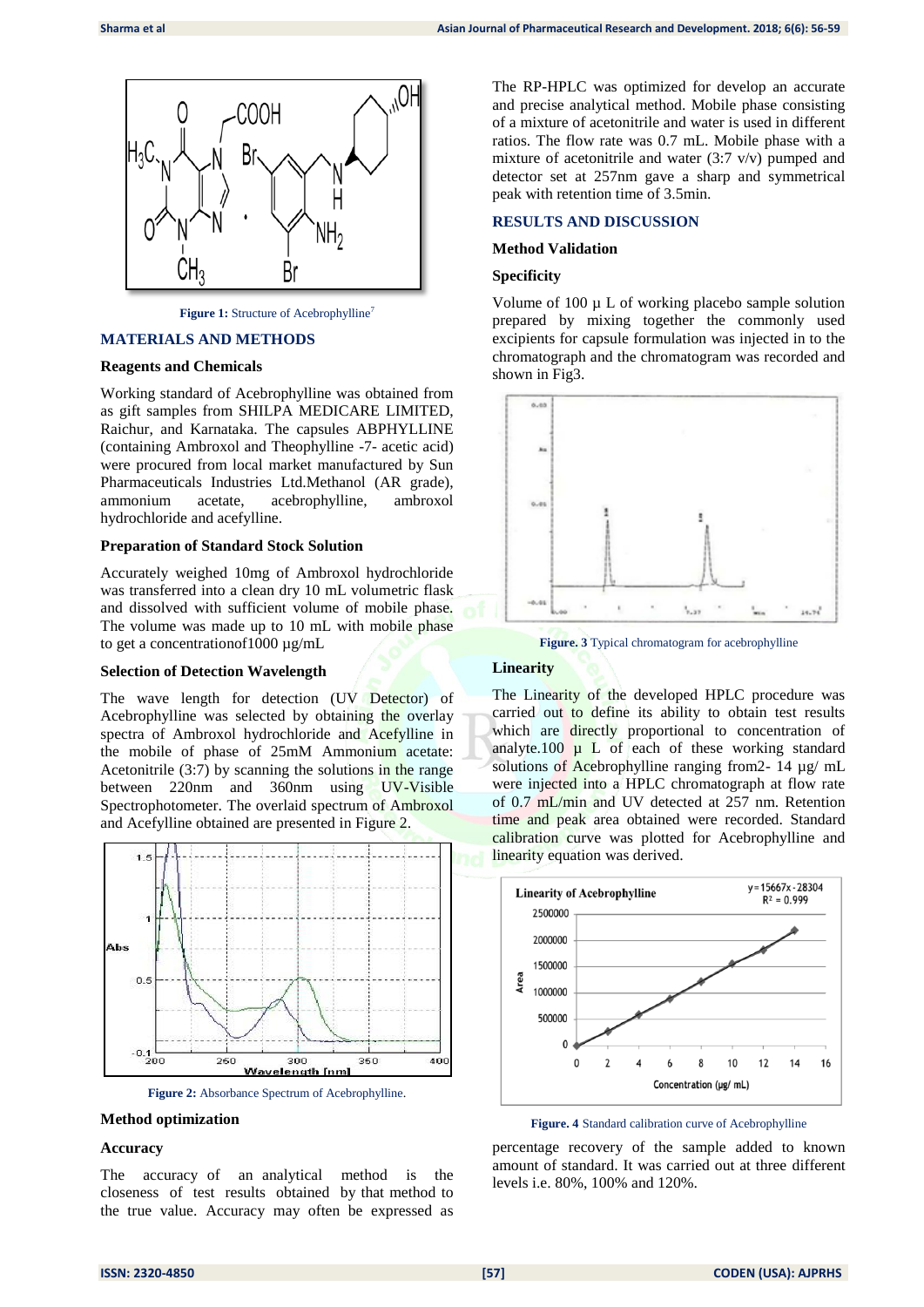Figure 1: Structure of Acebrophylline[7]

## MATERIALS AND METHODS

### Reagents and Chemicals

Working standard of Acebrophylline was obtained from as gift samples from SHILPA MEDICARE LIMITED, Raichur, and Karnataka. The capsules ABPHYLLINE (containing Ambroxol and Theophylline -7- acetic acid) were procured from local market manufactured by Sun Pharmaceuticals Industries Ltd.Methanol (AR grade), ammonium acetate, acebrophylline, ambroxol hydrochloride and acefylline.

### Preparation of Standard Stock Solution

Accurately weighed 10mg of Ambroxol hydrochloride was transferred into a clean dry 10 mL volumetric flask and dissolved with sufficient volume of mobile phase. The volume was made up to 10 mL with mobile phase to get a concentrationof1000 µg/mL

### Selection of Detection Wavelength

The wave length for detection (UV Detector) of Acebrophylline was selected by obtaining the overlay spectra of Ambroxol hydrochloride and Acefylline in the mobile of phase of 25mM Ammonium acetate: Acetonitrile (3:7) by scanning the solutions in the range between 220nm and 360nm using UV-Visible Spectrophotometer. The overlaid spectrum of Ambroxol and Acefylline obtained are presented in Figure 2.

1.5
1
Abs
0.5
-0.1
200
250
300
350
400
Wavelength [nm]

Figure 2: Absorbance Spectrum of Acebrophylline.

### Method optimization

### Accuracy

The accuracy of an analytical method is the closeness of test results obtained by that method to the true value. Accuracy may often be expressed as percentage recovery of the sample added to known amount of standard. It was carried out at three different levels i.e. 80%, 100% and 120%.

The RP-HPLC was optimized for develop an accurate and precise analytical method. Mobile phase consisting of a mixture of acetonitrile and water is used in different ratios. The flow rate was 0.7 mL. Mobile phase with a mixture of acetonitrile and water (3:7 v/v) pumped and detector set at 257nm gave a sharp and symmetrical peak with retention time of 3.5min.

## RESULTS AND DISCUSSION

### Method Validation

### Specificity

Volume of 100 µ L of working placebo sample solution prepared by mixing together the commonly used excipients for capsule formulation was injected in to the chromatograph and the chromatogram was recorded and shown in Fig3.

Figure. 3 Typical chromatogram for acebrophylline

### Linearity

The Linearity of the developed HPLC procedure was carried out to define its ability to obtain test results which are directly proportional to concentration of analyte.100 µ L of each of these working standard solutions of Acebrophylline ranging from2- 14 µg/ mL were injected into a HPLC chromatograph at flow rate of 0.7 mL/min and UV detected at 257 nm. Retention time and peak area obtained were recorded. Standard calibration curve was plotted for Acebrophylline and linearity equation was derived.

Linearity of Acebrophylline
y = 15667x - 28304
$R^2$ = 0.999
Area
2500000
2000000
1500000
1000000
500000
0
0
2
4
6
8
10
12
14
16
Concentration (µg/ mL)

Figure. 4 Standard calibration curve of Acebrophylline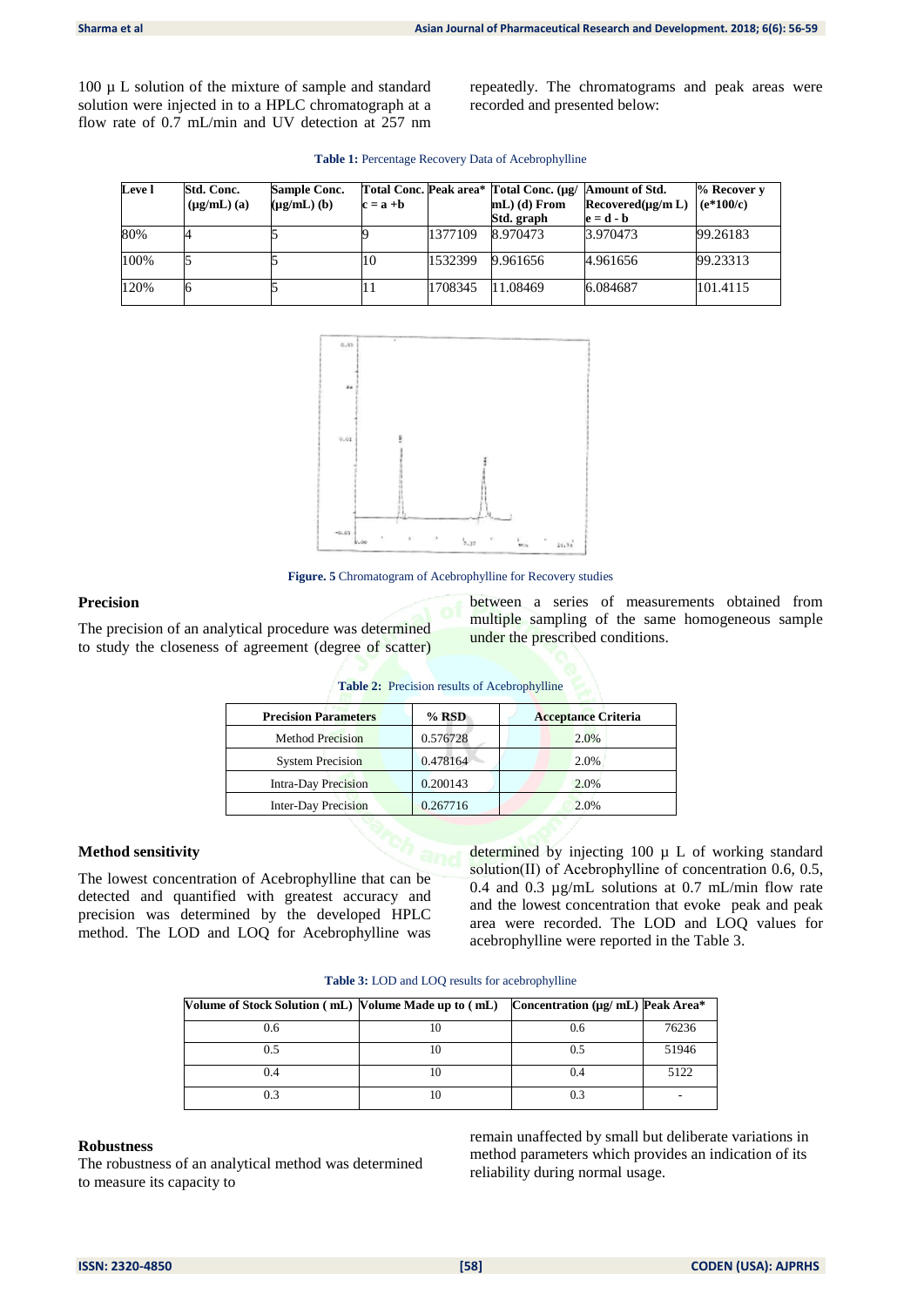100 µ L solution of the mixture of sample and standard solution were injected in to a HPLC chromatograph at a flow rate of 0.7 mL/min and UV detection at 257 nm repeatedly. The chromatograms and peak areas were recorded and presented below:

**Table 1:** Percentage Recovery Data of Acebrophylline

| Leve l | Std. Conc. (µg/mL) (a) | Sample Conc. (µg/mL) (b) | Total Conc. c = a +b | Peak area* | Total Conc. (µg/ mL) (d) From Std. graph | Amount of Std. Recovered(µg/m L) e = d - b | % Recover y (e*100/c) |
|---|---|---|---|---|---|---|---|
| 80% | 4 | 5 | 9 | 1377109 | 8.970473 | 3.970473 | 99.26183 |
| 100% | 5 | 5 | 10 | 1532399 | 9.961656 | 4.961656 | 99.23313 |
| 120% | 6 | 5 | 11 | 1708345 | 11.08469 | 6.084687 | 101.4115 |

0.03
Au
0.01
-0.01
0.00
5.37
Min
26.74

**Figure. 5** Chromatogram of Acebrophylline for Recovery studies

### Precision

The precision of an analytical procedure was determined to study the closeness of agreement (degree of scatter) between a series of measurements obtained from multiple sampling of the same homogeneous sample under the prescribed conditions.

**Table 2:** Precision results of Acebrophylline

| Precision Parameters | % RSD | Acceptance Criteria |
|---|---|---|
| Method Precision | 0.576728 | 2.0% |
| System Precision | 0.478164 | 2.0% |
| Intra-Day Precision | 0.200143 | 2.0% |
| Inter-Day Precision | 0.267716 | 2.0% |

### Method sensitivity

The lowest concentration of Acebrophylline that can be detected and quantified with greatest accuracy and precision was determined by the developed HPLC method. The LOD and LOQ for Acebrophylline was determined by injecting 100 µ L of working standard solution(II) of Acebrophylline of concentration 0.6, 0.5, 0.4 and 0.3 µg/mL solutions at 0.7 mL/min flow rate and the lowest concentration that evoke peak and peak area were recorded. The LOD and LOQ values for acebrophylline were reported in the Table 3.

**Table 3:** LOD and LOQ results for acebrophylline

| Volume of Stock Solution ( mL) | Volume Made up to ( mL) | Concentration (µg/ mL) | Peak Area* |
|---|---|---|---|
| 0.6 | 10 | 0.6 | 76236 |
| 0.5 | 10 | 0.5 | 51946 |
| 0.4 | 10 | 0.4 | 5122 |
| 0.3 | 10 | 0.3 | - |

### Robustness

The robustness of an analytical method was determined to measure its capacity to remain unaffected by small but deliberate variations in method parameters which provides an indication of its reliability during normal usage.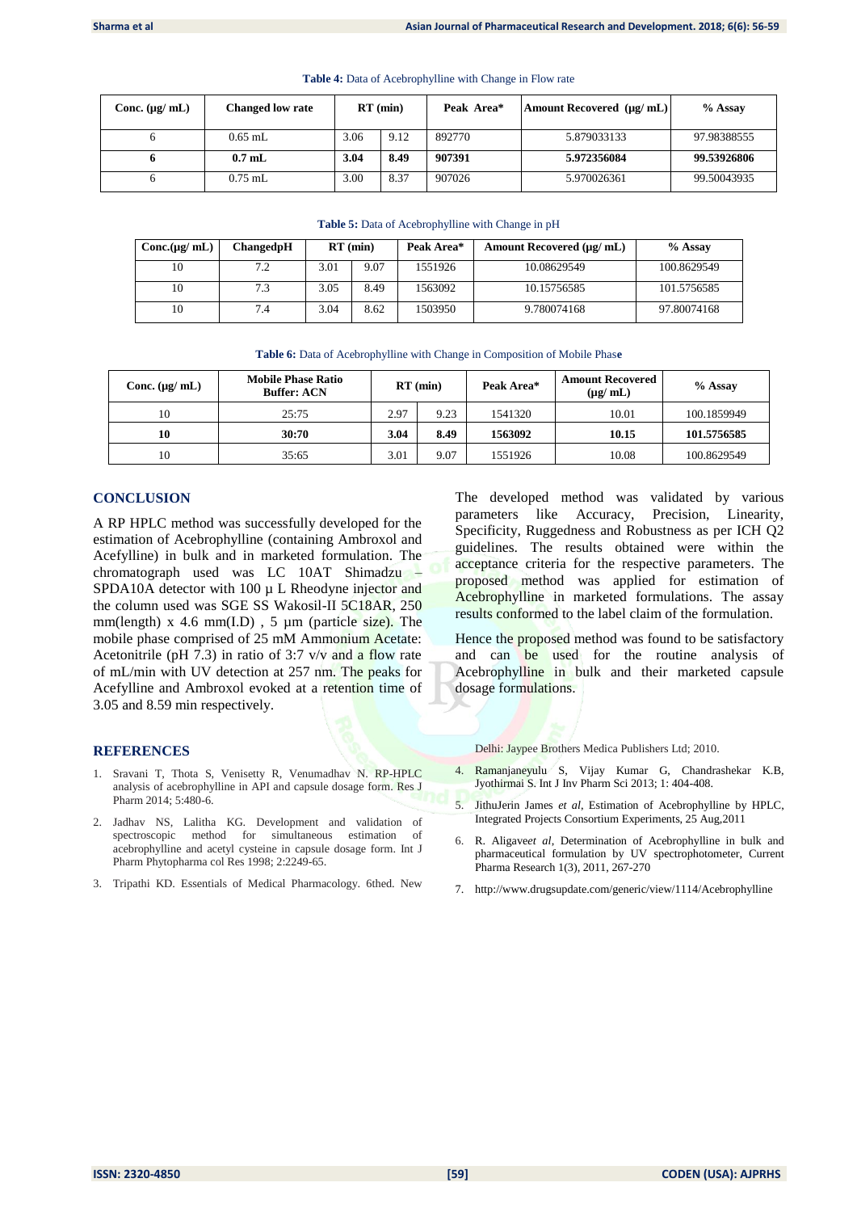**Table 4:** Data of Acebrophylline with Change in Flow rate

| Conc. (µg/ mL) | Changed low rate | RT (min) | | Peak Area* | Amount Recovered (µg/ mL) | % Assay |
|---|---|---|---|---|---|---|
| 6 | 0.65 mL | 3.06 | 9.12 | 892770 | 5.879033133 | 97.98388555 |
| **6** | **0.7 mL** | **3.04** | **8.49** | **907391** | **5.972356084** | **99.53926806** |
| 6 | 0.75 mL | 3.00 | 8.37 | 907026 | 5.970026361 | 99.50043935 |

**Table 5:** Data of Acebrophylline with Change in pH

| Conc.(µg/ mL) | ChangedpH | RT (min) | | Peak Area* | Amount Recovered (µg/ mL) | % Assay |
|---|---|---|---|---|---|---|
| 10 | 7.2 | 3.01 | 9.07 | 1551926 | 10.08629549 | 100.8629549 |
| 10 | 7.3 | 3.05 | 8.49 | 1563092 | 10.15756585 | 101.5756585 |
| 10 | 7.4 | 3.04 | 8.62 | 1503950 | 9.780074168 | 97.80074168 |

**Table 6:** Data of Acebrophylline with Change in Composition of Mobile Phase

| Conc. (µg/ mL) | Mobile Phase Ratio Buffer: ACN | RT (min) | | Peak Area* | Amount Recovered (µg/ mL) | % Assay |
|---|---|---|---|---|---|---|
| 10 | 25:75 | 2.97 | 9.23 | 1541320 | 10.01 | 100.1859949 |
| **10** | **30:70** | **3.04** | **8.49** | **1563092** | **10.15** | **101.5756585** |
| 10 | 35:65 | 3.01 | 9.07 | 1551926 | 10.08 | 100.8629549 |

## CONCLUSION

A RP HPLC method was successfully developed for the estimation of Acebrophylline (containing Ambroxol and Acefylline) in bulk and in marketed formulation. The chromatograph used was LC 10AT Shimadzu – SPDA10A detector with 100 µ L Rheodyne injector and the column used was SGE SS Wakosil-II 5C18AR, 250 mm(length) x 4.6 mm(I.D) , 5 µm (particle size). The mobile phase comprised of 25 mM Ammonium Acetate: Acetonitrile (pH 7.3) in ratio of 3:7 v/v and a flow rate of mL/min with UV detection at 257 nm. The peaks for Acefylline and Ambroxol evoked at a retention time of 3.05 and 8.59 min respectively.

The developed method was validated by various parameters like Accuracy, Precision, Linearity, Specificity, Ruggedness and Robustness as per ICH Q2 guidelines. The results obtained were within the acceptance criteria for the respective parameters. The proposed method was applied for estimation of Acebrophylline in marketed formulations. The assay results conformed to the label claim of the formulation.

Hence the proposed method was found to be satisfactory and can be used for the routine analysis of Acebrophylline in bulk and their marketed capsule dosage formulations.

## REFERENCES

1. Sravani T, Thota S, Venisetty R, Venumadhav N. RP-HPLC analysis of acebrophylline in API and capsule dosage form. Res J Pharm 2014; 5:480-6.
2. Jadhav NS, Lalitha KG. Development and validation of spectroscopic method for simultaneous estimation of acebrophylline and acetyl cysteine in capsule dosage form. Int J Pharm Phytopharma col Res 1998; 2:2249-65.
3. Tripathi KD. Essentials of Medical Pharmacology. 6thed. New Delhi: Jaypee Brothers Medica Publishers Ltd; 2010.
4. Ramanjaneyulu S, Vijay Kumar G, Chandrashekar K.B, Jyothirmai S. Int J Inv Pharm Sci 2013; 1: 404-408.
5. JithuJerin James *et al*, Estimation of Acebrophylline by HPLC, Integrated Projects Consortium Experiments, 25 Aug,2011
6. R. Aligave*et al*, Determination of Acebrophylline in bulk and pharmaceutical formulation by UV spectrophotometer, Current Pharma Research 1(3), 2011, 267-270
7. http://www.drugsupdate.com/generic/view/1114/Acebrophylline